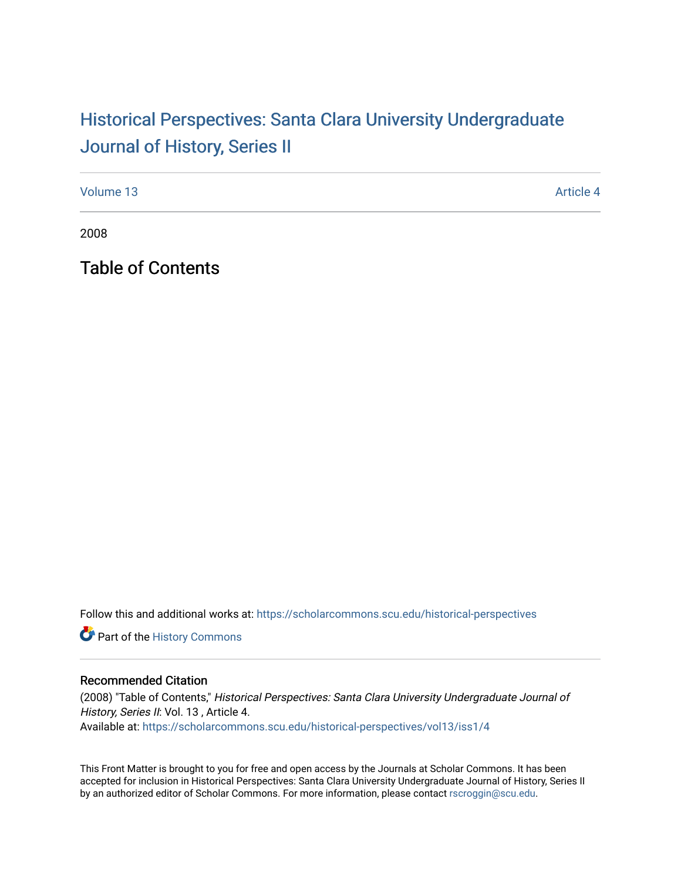# Historical Perspectives: Santa Clara University Undergraduate Journal of History, Series II

Volume 13 | Article 4

2008

## Table of Contents

Follow this and additional works at: https://scholarcommons.scu.edu/historical-perspectives

Part of the History Commons

### Recommended Citation

(2008) "Table of Contents," *Historical Perspectives: Santa Clara University Undergraduate Journal of History, Series II*: Vol. 13 , Article 4.
Available at: https://scholarcommons.scu.edu/historical-perspectives/vol13/iss1/4

This Front Matter is brought to you for free and open access by the Journals at Scholar Commons. It has been accepted for inclusion in Historical Perspectives: Santa Clara University Undergraduate Journal of History, Series II by an authorized editor of Scholar Commons. For more information, please contact rscroggin@scu.edu.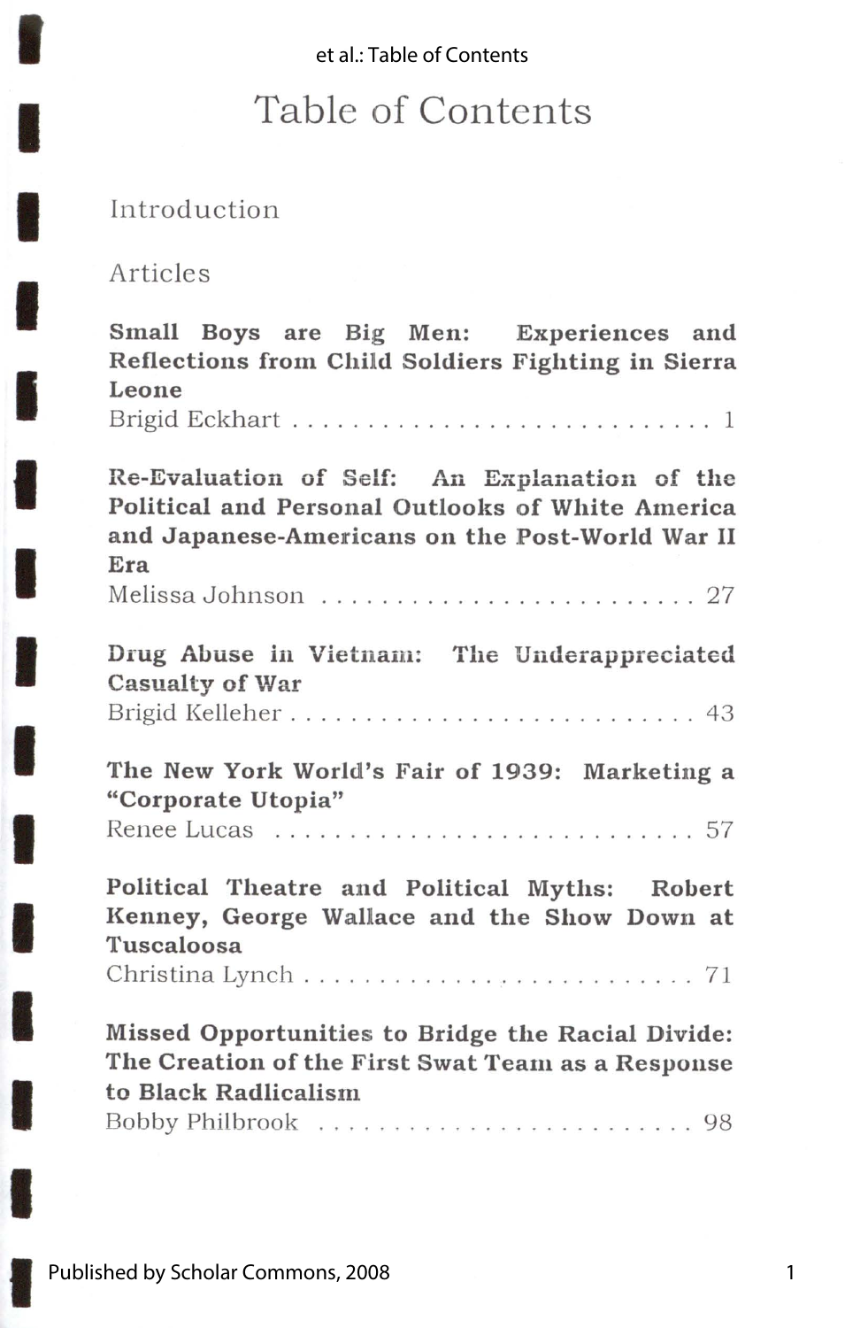# Table of Contents

Introduction

Articles

**Small Boys are Big Men: Experiences and Reflections from Child Soldiers Fighting in Sierra Leone**
Brigid Eckhart . . . . . . . . . . . . . . . . . . . . . . . . . . . . 1

**Re-Evaluation of Self: An Explanation of the Political and Personal Outlooks of White America and Japanese-Americans on the Post-World War II Era**
Melissa Johnson . . . . . . . . . . . . . . . . . . . . . . . . . 27

**Drug Abuse in Vietnam: The Underappreciated Casualty of War**
Brigid Kelleher . . . . . . . . . . . . . . . . . . . . . . . . . . 43

**The New York World's Fair of 1939: Marketing a "Corporate Utopia"**
Renee Lucas . . . . . . . . . . . . . . . . . . . . . . . . . . . 57

**Political Theatre and Political Myths: Robert Kenney, George Wallace and the Show Down at Tuscaloosa**
Christina Lynch . . . . . . . . . . . . . . . . . . . . . . . . . 71

**Missed Opportunities to Bridge the Racial Divide: The Creation of the First Swat Team as a Response to Black Radlicalism**
Bobby Philbrook . . . . . . . . . . . . . . . . . . . . . . . . 98